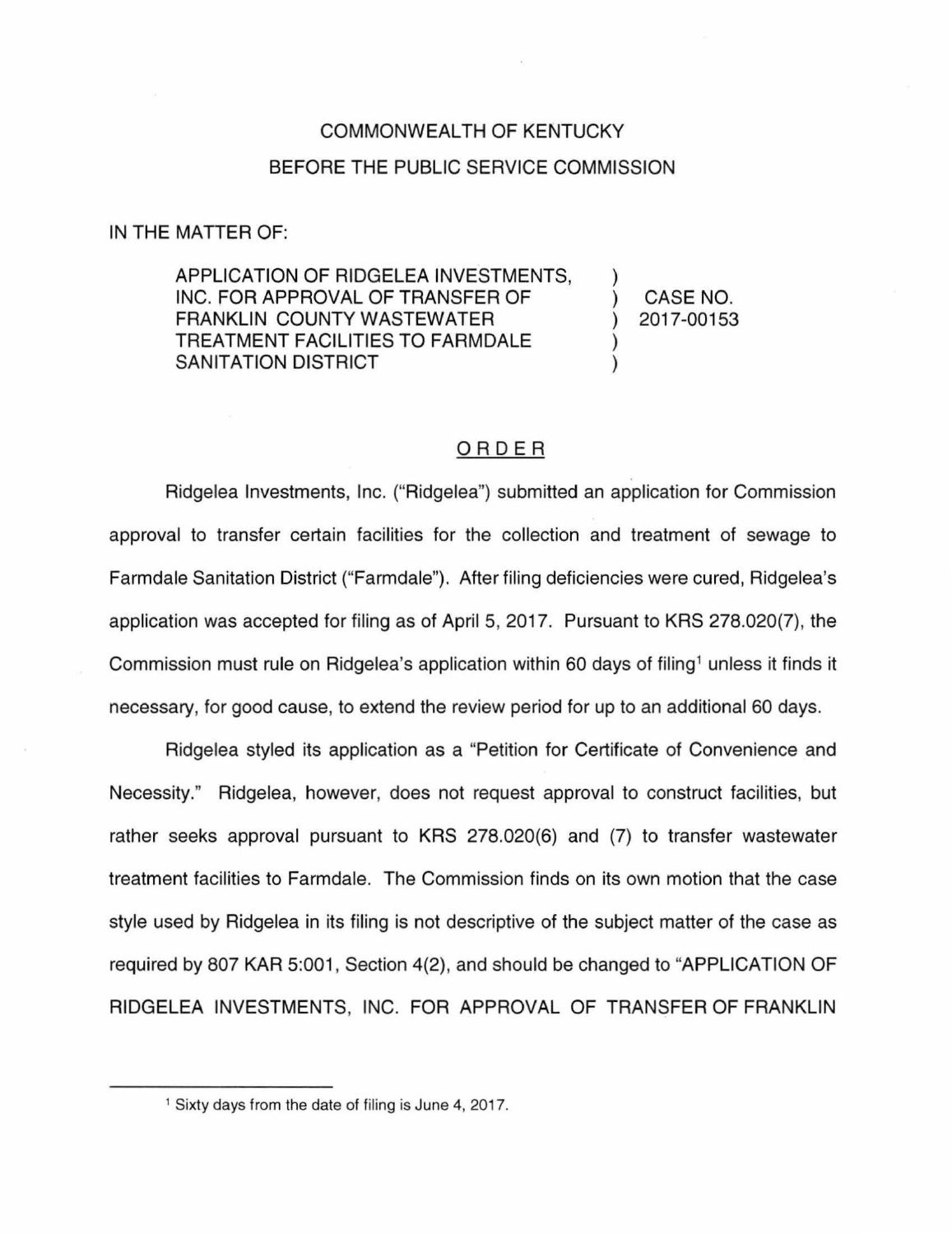COMMONWEALTH OF KENTUCKY

BEFORE THE PUBLIC SERVICE COMMISSION

IN THE MATTER OF:

| | | |
|---|---|---|
| APPLICATION OF RIDGELEA INVESTMENTS, INC. FOR APPROVAL OF TRANSFER OF FRANKLIN COUNTY WASTEWATER TREATMENT FACILITIES TO FARMDALE SANITATION DISTRICT | ) | CASE NO. 2017-00153 |

## ORDER

Ridgelea Investments, Inc. ("Ridgelea") submitted an application for Commission approval to transfer certain facilities for the collection and treatment of sewage to Farmdale Sanitation District ("Farmdale"). After filing deficiencies were cured, Ridgelea's application was accepted for filing as of April 5, 2017. Pursuant to KRS 278.020(7), the Commission must rule on Ridgelea's application within 60 days of filing[1] unless it finds it necessary, for good cause, to extend the review period for up to an additional 60 days.

Ridgelea styled its application as a "Petition for Certificate of Convenience and Necessity." Ridgelea, however, does not request approval to construct facilities, but rather seeks approval pursuant to KRS 278.020(6) and (7) to transfer wastewater treatment facilities to Farmdale. The Commission finds on its own motion that the case style used by Ridgelea in its filing is not descriptive of the subject matter of the case as required by 807 KAR 5:001, Section 4(2), and should be changed to "APPLICATION OF RIDGELEA INVESTMENTS, INC. FOR APPROVAL OF TRANSFER OF FRANKLIN

[1] Sixty days from the date of filing is June 4, 2017.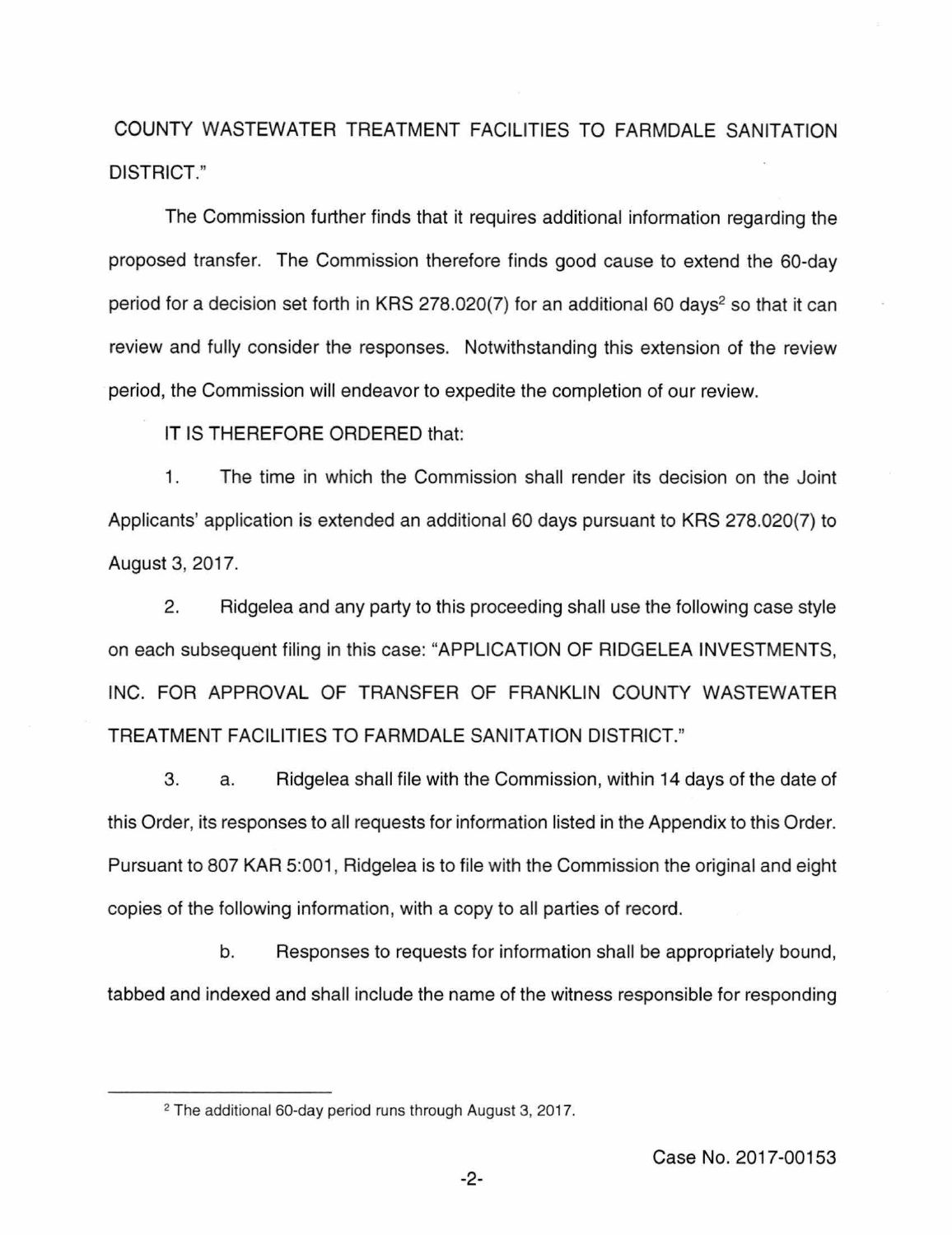COUNTY WASTEWATER TREATMENT FACILITIES TO FARMDALE SANITATION DISTRICT."

The Commission further finds that it requires additional information regarding the proposed transfer. The Commission therefore finds good cause to extend the 60-day period for a decision set forth in KRS 278.020(7) for an additional 60 days[2] so that it can review and fully consider the responses. Notwithstanding this extension of the review period, the Commission will endeavor to expedite the completion of our review.

IT IS THEREFORE ORDERED that:

1. The time in which the Commission shall render its decision on the Joint Applicants' application is extended an additional 60 days pursuant to KRS 278.020(7) to August 3, 2017.

2. Ridgelea and any party to this proceeding shall use the following case style on each subsequent filing in this case: "APPLICATION OF RIDGELEA INVESTMENTS, INC. FOR APPROVAL OF TRANSFER OF FRANKLIN COUNTY WASTEWATER TREATMENT FACILITIES TO FARMDALE SANITATION DISTRICT."

3. a. Ridgelea shall file with the Commission, within 14 days of the date of this Order, its responses to all requests for information listed in the Appendix to this Order. Pursuant to 807 KAR 5:001, Ridgelea is to file with the Commission the original and eight copies of the following information, with a copy to all parties of record.

b. Responses to requests for information shall be appropriately bound, tabbed and indexed and shall include the name of the witness responsible for responding

---

[2] The additional 60-day period runs through August 3, 2017.

Case No. 2017-00153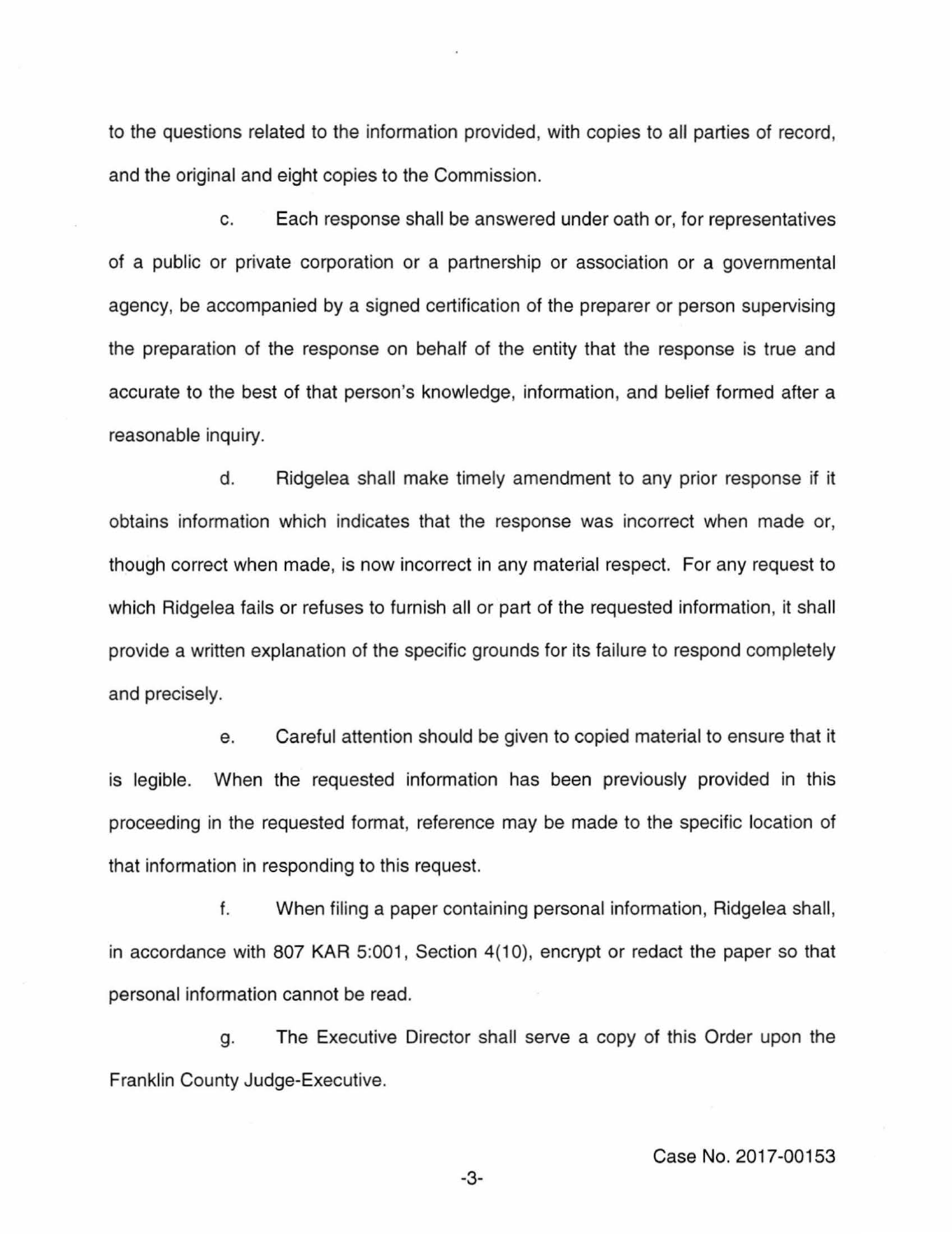to the questions related to the information provided, with copies to all parties of record, and the original and eight copies to the Commission.

c. Each response shall be answered under oath or, for representatives of a public or private corporation or a partnership or association or a governmental agency, be accompanied by a signed certification of the preparer or person supervising the preparation of the response on behalf of the entity that the response is true and accurate to the best of that person's knowledge, information, and belief formed after a reasonable inquiry.

d. Ridgelea shall make timely amendment to any prior response if it obtains information which indicates that the response was incorrect when made or, though correct when made, is now incorrect in any material respect. For any request to which Ridgelea fails or refuses to furnish all or part of the requested information, it shall provide a written explanation of the specific grounds for its failure to respond completely and precisely.

e. Careful attention should be given to copied material to ensure that it is legible. When the requested information has been previously provided in this proceeding in the requested format, reference may be made to the specific location of that information in responding to this request.

f. When filing a paper containing personal information, Ridgelea shall, in accordance with 807 KAR 5:001, Section 4(10), encrypt or redact the paper so that personal information cannot be read.

g. The Executive Director shall serve a copy of this Order upon the Franklin County Judge-Executive.

Case No. 2017-00153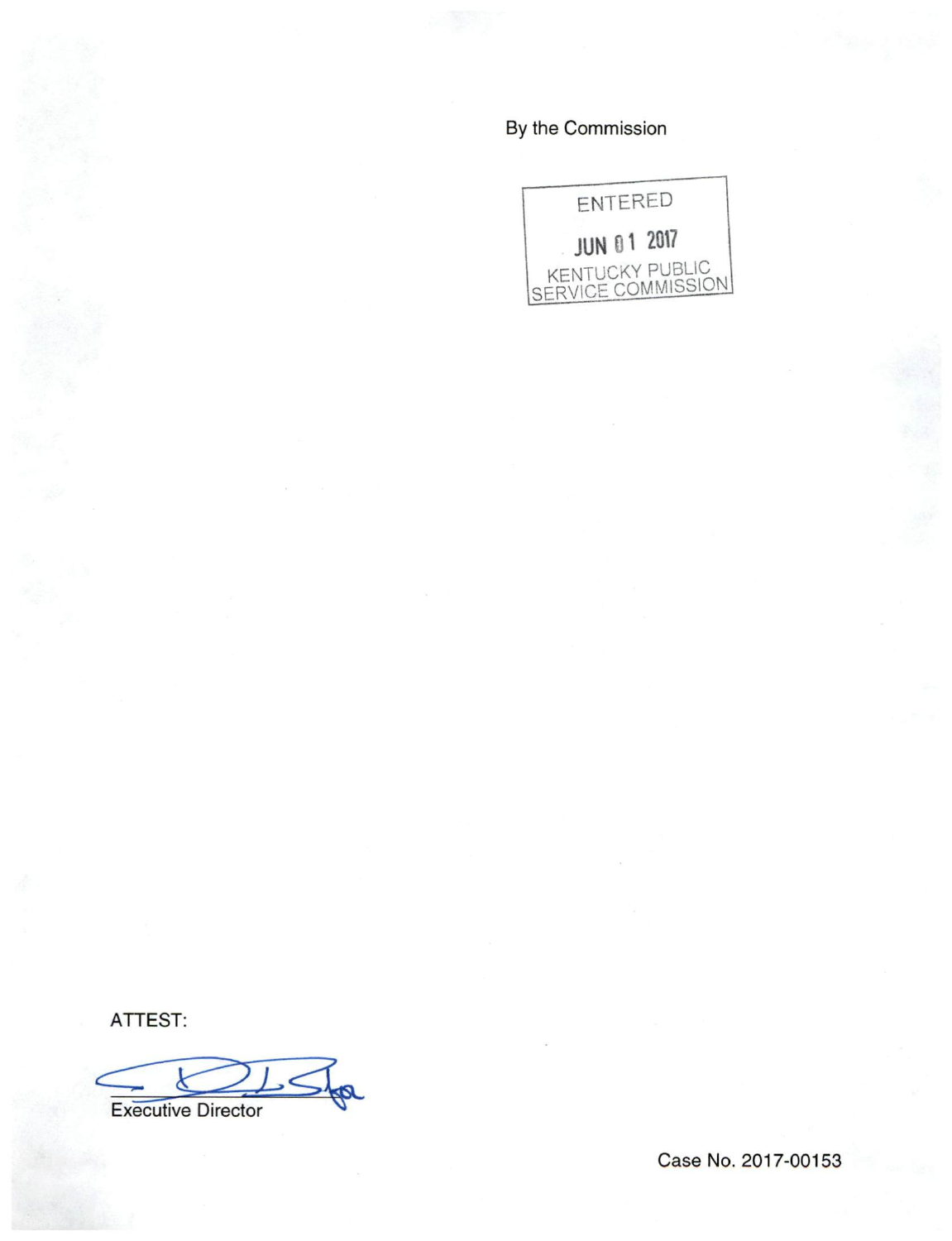By the Commission

ENTERED

JUN 01 2017

KENTUCKY PUBLIC SERVICE COMMISSION

ATTEST:

Executive Director

Case No. 2017-00153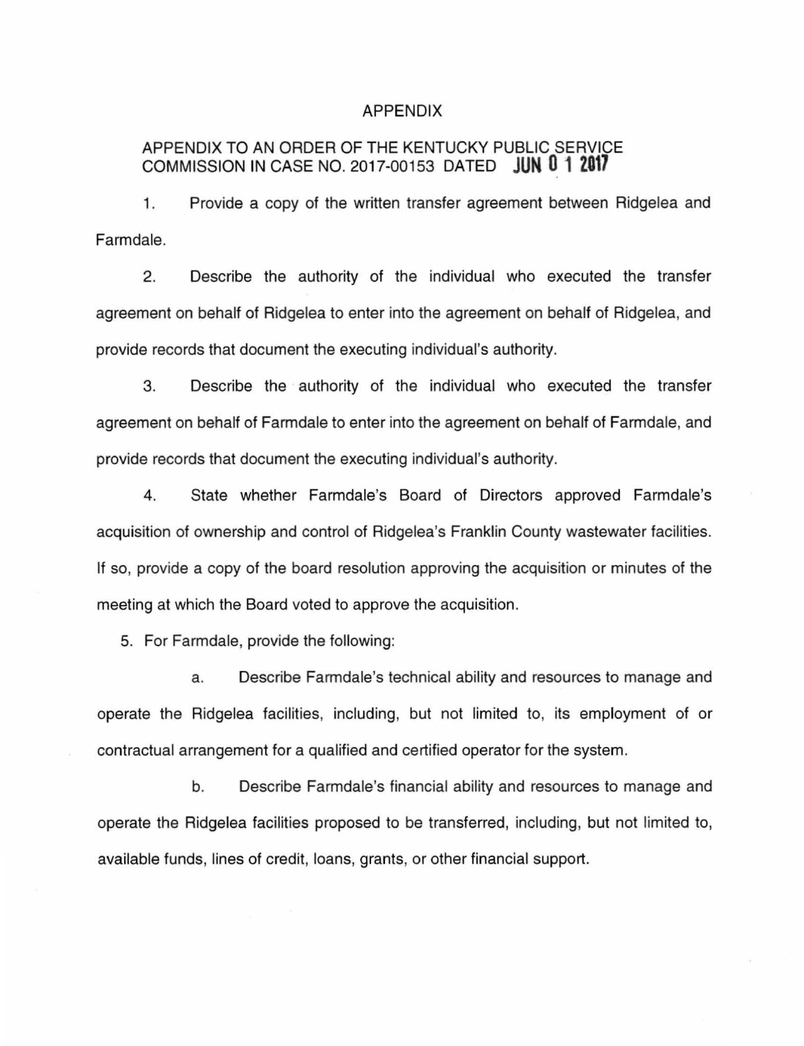# APPENDIX

## APPENDIX TO AN ORDER OF THE KENTUCKY PUBLIC SERVICE COMMISSION IN CASE NO. 2017-00153 DATED JUN 01 2017

1. Provide a copy of the written transfer agreement between Ridgelea and Farmdale.

2. Describe the authority of the individual who executed the transfer agreement on behalf of Ridgelea to enter into the agreement on behalf of Ridgelea, and provide records that document the executing individual's authority.

3. Describe the authority of the individual who executed the transfer agreement on behalf of Farmdale to enter into the agreement on behalf of Farmdale, and provide records that document the executing individual's authority.

4. State whether Farmdale's Board of Directors approved Farmdale's acquisition of ownership and control of Ridgelea's Franklin County wastewater facilities. If so, provide a copy of the board resolution approving the acquisition or minutes of the meeting at which the Board voted to approve the acquisition.

5. For Farmdale, provide the following:

   a. Describe Farmdale's technical ability and resources to manage and operate the Ridgelea facilities, including, but not limited to, its employment of or contractual arrangement for a qualified and certified operator for the system.

   b. Describe Farmdale's financial ability and resources to manage and operate the Ridgelea facilities proposed to be transferred, including, but not limited to, available funds, lines of credit, loans, grants, or other financial support.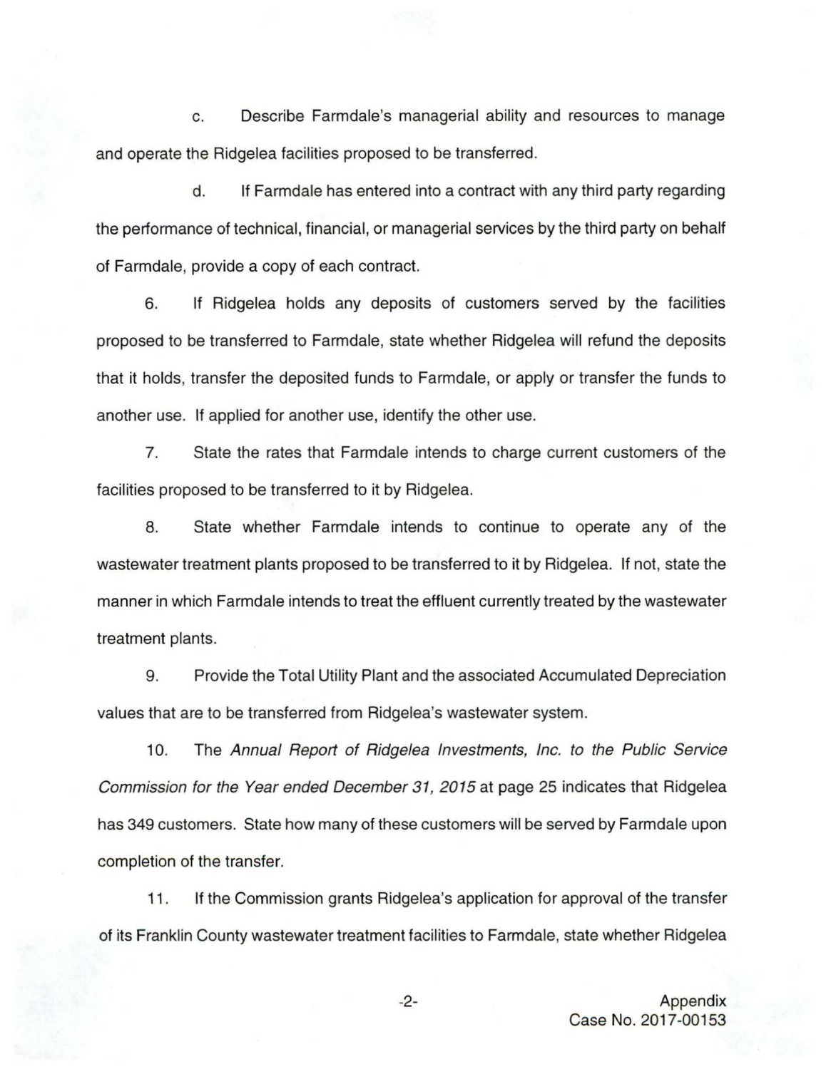c. Describe Farmdale's managerial ability and resources to manage and operate the Ridgelea facilities proposed to be transferred.

d. If Farmdale has entered into a contract with any third party regarding the performance of technical, financial, or managerial services by the third party on behalf of Farmdale, provide a copy of each contract.

6. If Ridgelea holds any deposits of customers served by the facilities proposed to be transferred to Farmdale, state whether Ridgelea will refund the deposits that it holds, transfer the deposited funds to Farmdale, or apply or transfer the funds to another use. If applied for another use, identify the other use.

7. State the rates that Farmdale intends to charge current customers of the facilities proposed to be transferred to it by Ridgelea.

8. State whether Farmdale intends to continue to operate any of the wastewater treatment plants proposed to be transferred to it by Ridgelea. If not, state the manner in which Farmdale intends to treat the effluent currently treated by the wastewater treatment plants.

9. Provide the Total Utility Plant and the associated Accumulated Depreciation values that are to be transferred from Ridgelea's wastewater system.

10. The *Annual Report of Ridgelea Investments, Inc. to the Public Service Commission for the Year ended December 31, 2015* at page 25 indicates that Ridgelea has 349 customers. State how many of these customers will be served by Farmdale upon completion of the transfer.

11. If the Commission grants Ridgelea's application for approval of the transfer of its Franklin County wastewater treatment facilities to Farmdale, state whether Ridgelea

Appendix
Case No. 2017-00153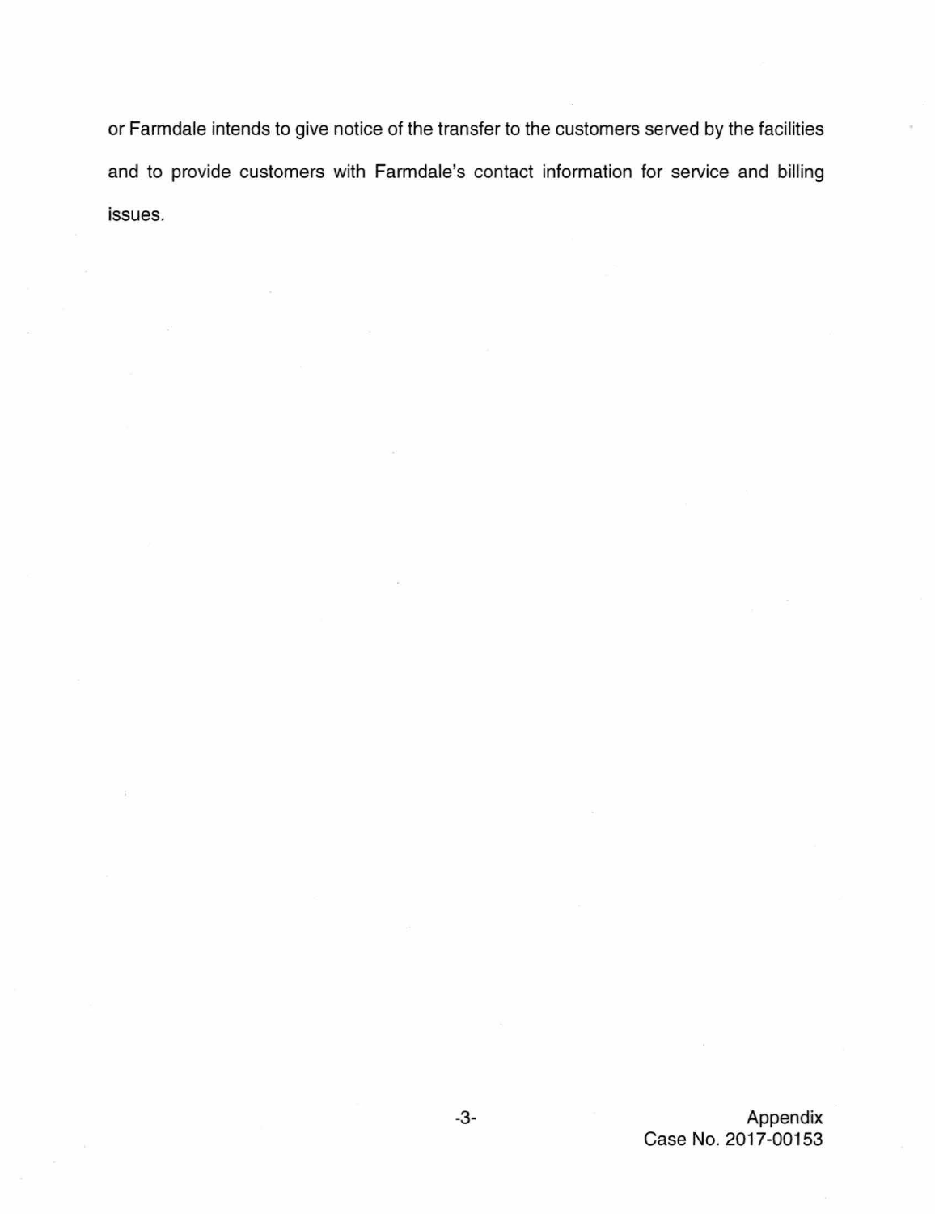or Farmdale intends to give notice of the transfer to the customers served by the facilities and to provide customers with Farmdale's contact information for service and billing issues.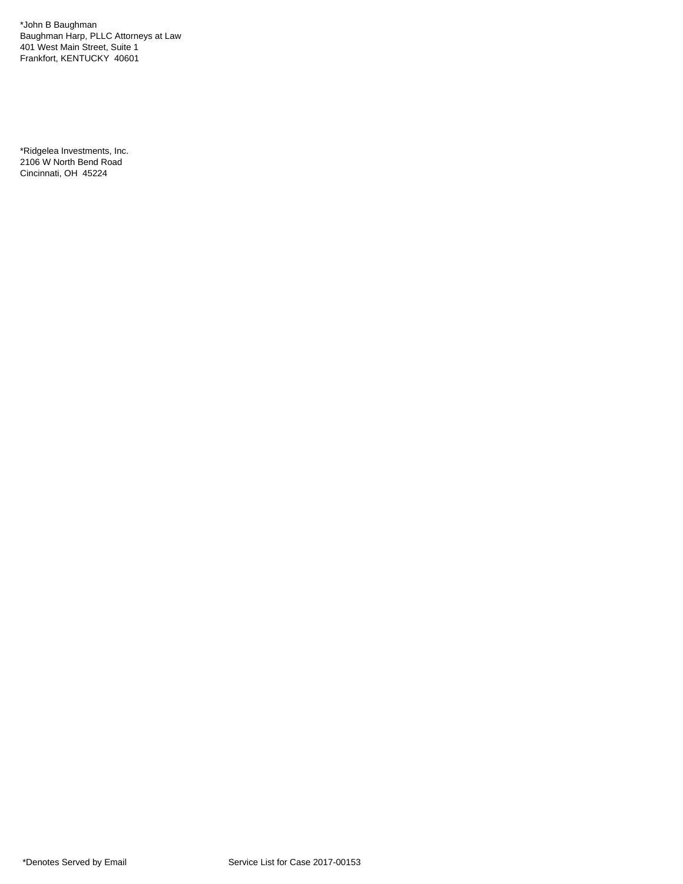*John B Baughman
Baughman Harp, PLLC Attorneys at Law
401 West Main Street, Suite 1
Frankfort, KENTUCKY  40601

*Ridgelea Investments, Inc.
2106 W North Bend Road
Cincinnati, OH  45224

*Denotes Served by Email

Service List for Case 2017-00153